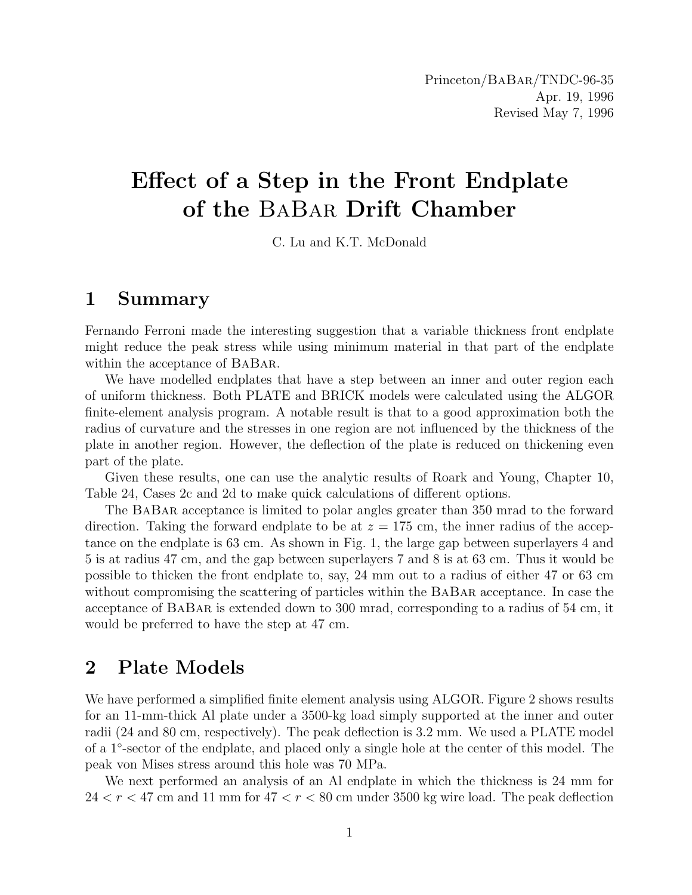Princeton/BaBar/TNDC-96-35
Apr. 19, 1996
Revised May 7, 1996

# Effect of a Step in the Front Endplate of the BaBar Drift Chamber

C. Lu and K.T. McDonald

## 1 Summary

Fernando Ferroni made the interesting suggestion that a variable thickness front endplate might reduce the peak stress while using minimum material in that part of the endplate within the acceptance of BaBar.

We have modelled endplates that have a step between an inner and outer region each of uniform thickness. Both PLATE and BRICK models were calculated using the ALGOR finite-element analysis program. A notable result is that to a good approximation both the radius of curvature and the stresses in one region are not influenced by the thickness of the plate in another region. However, the deflection of the plate is reduced on thickening even part of the plate.

Given these results, one can use the analytic results of Roark and Young, Chapter 10, Table 24, Cases 2c and 2d to make quick calculations of different options.

The BaBar acceptance is limited to polar angles greater than 350 mrad to the forward direction. Taking the forward endplate to be at $z = 175$ cm, the inner radius of the acceptance on the endplate is 63 cm. As shown in Fig. 1, the large gap between superlayers 4 and 5 is at radius 47 cm, and the gap between superlayers 7 and 8 is at 63 cm. Thus it would be possible to thicken the front endplate to, say, 24 mm out to a radius of either 47 or 63 cm without compromising the scattering of particles within the BaBar acceptance. In case the acceptance of BaBar is extended down to 300 mrad, corresponding to a radius of 54 cm, it would be preferred to have the step at 47 cm.

## 2 Plate Models

We have performed a simplified finite element analysis using ALGOR. Figure 2 shows results for an 11-mm-thick Al plate under a 3500-kg load simply supported at the inner and outer radii (24 and 80 cm, respectively). The peak deflection is 3.2 mm. We used a PLATE model of a 1°-sector of the endplate, and placed only a single hole at the center of this model. The peak von Mises stress around this hole was 70 MPa.

We next performed an analysis of an Al endplate in which the thickness is 24 mm for $24 < r < 47$ cm and 11 mm for $47 < r < 80$ cm under 3500 kg wire load. The peak deflection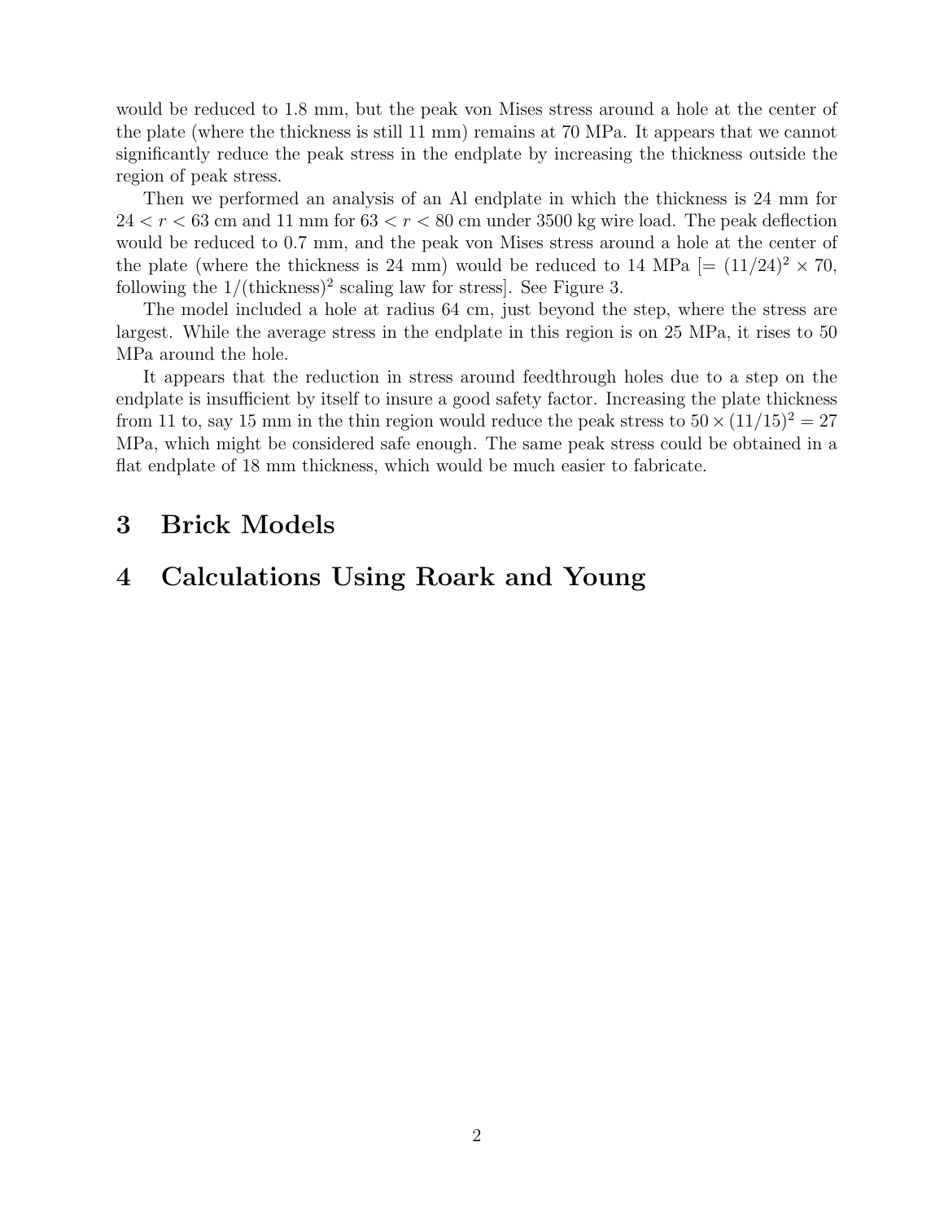would be reduced to 1.8 mm, but the peak von Mises stress around a hole at the center of the plate (where the thickness is still 11 mm) remains at 70 MPa. It appears that we cannot significantly reduce the peak stress in the endplate by increasing the thickness outside the region of peak stress.

Then we performed an analysis of an Al endplate in which the thickness is 24 mm for $24 < r < 63$ cm and 11 mm for $63 < r < 80$ cm under 3500 kg wire load. The peak deflection would be reduced to 0.7 mm, and the peak von Mises stress around a hole at the center of the plate (where the thickness is 24 mm) would be reduced to 14 MPa [$= (11/24)^2 \times 70$, following the $1/(\text{thickness})^2$ scaling law for stress]. See Figure 3.

The model included a hole at radius 64 cm, just beyond the step, where the stress are largest. While the average stress in the endplate in this region is on 25 MPa, it rises to 50 MPa around the hole.

It appears that the reduction in stress around feedthrough holes due to a step on the endplate is insufficient by itself to insure a good safety factor. Increasing the plate thickness from 11 to, say 15 mm in the thin region would reduce the peak stress to $50 \times (11/15)^2 = 27$ MPa, which might be considered safe enough. The same peak stress could be obtained in a flat endplate of 18 mm thickness, which would be much easier to fabricate.

# 3 Brick Models

# 4 Calculations Using Roark and Young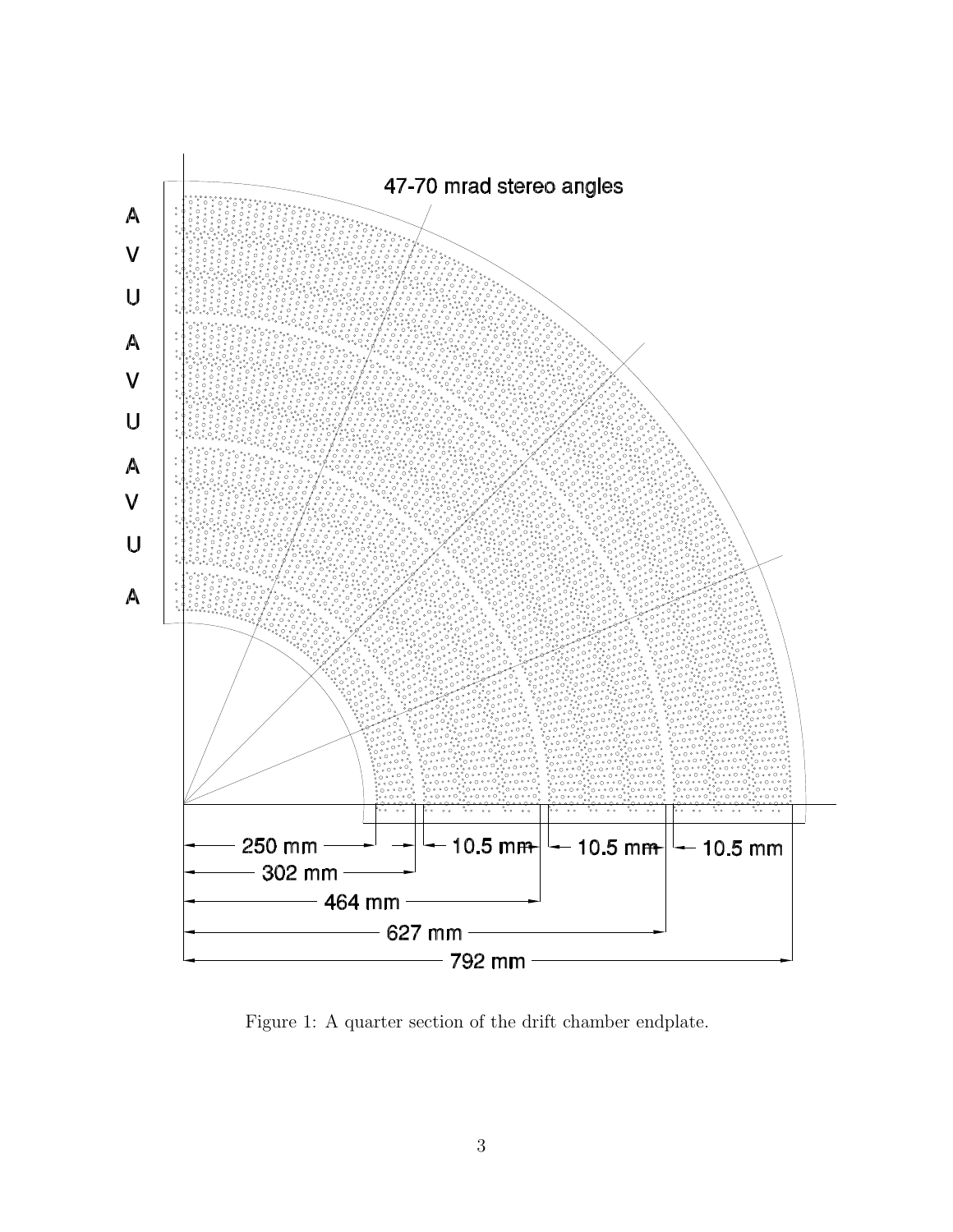Figure 1: A quarter section of the drift chamber endplate.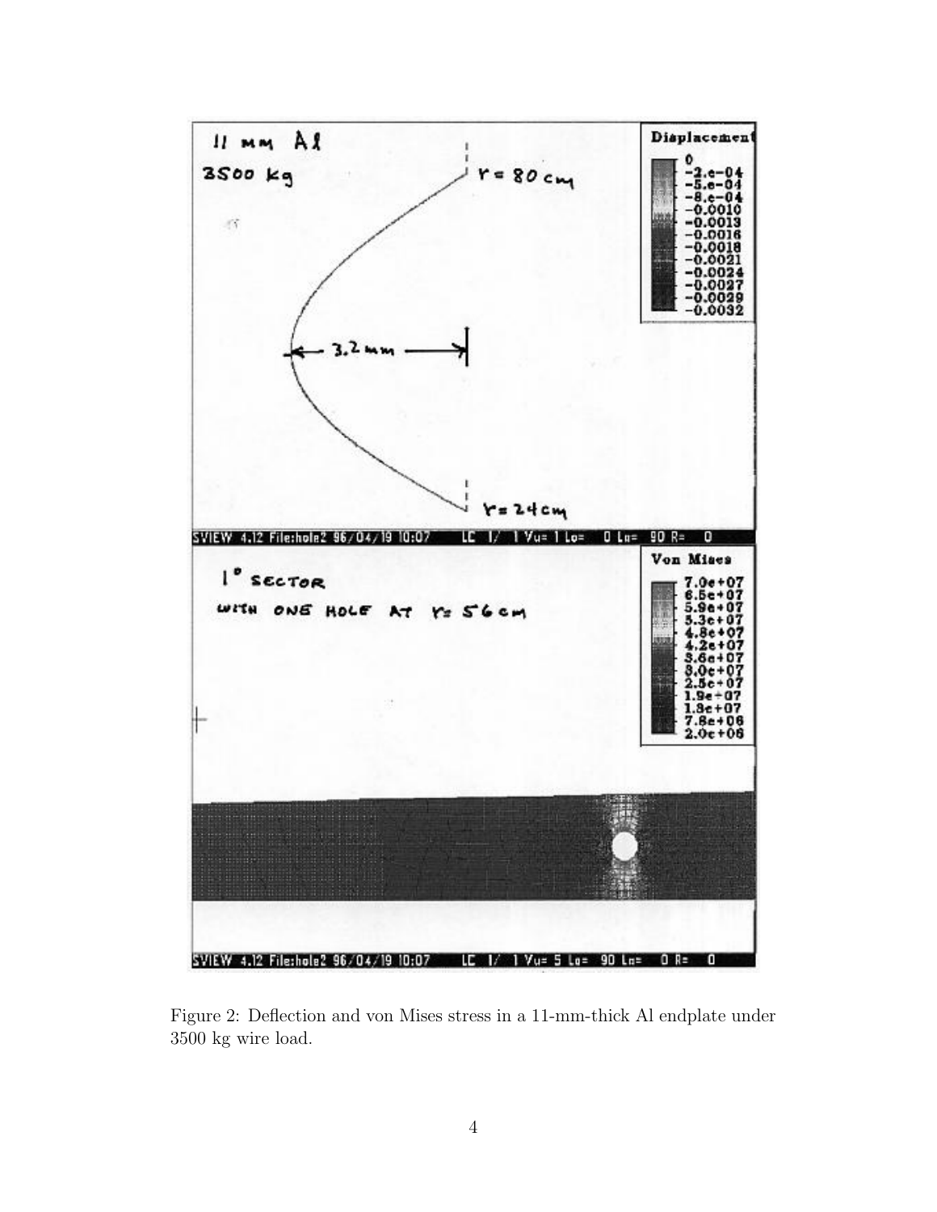Figure 2: Deflection and von Mises stress in a 11-mm-thick Al endplate under 3500 kg wire load.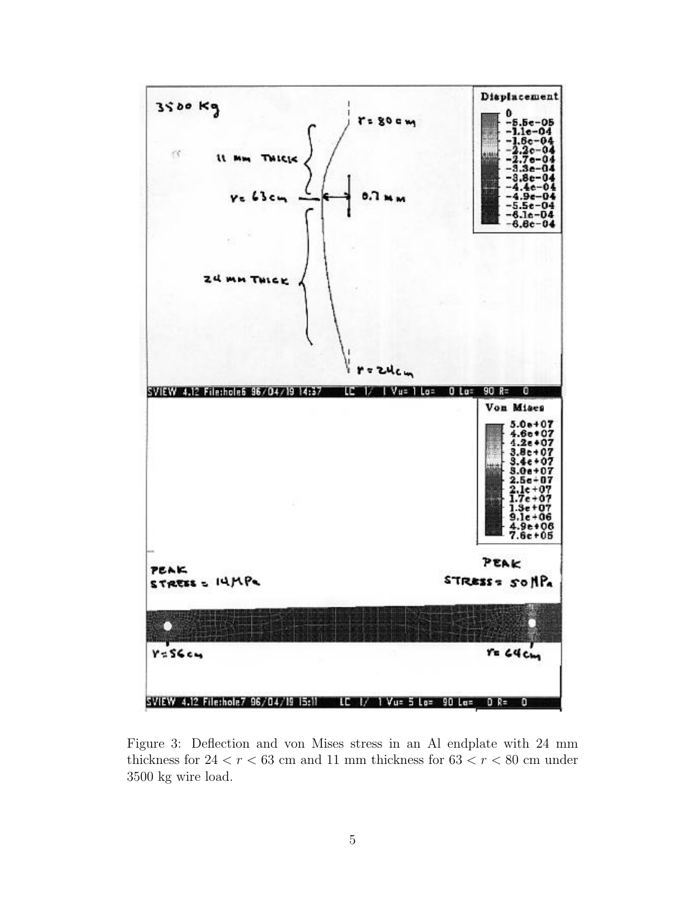Figure 3: Deflection and von Mises stress in an Al endplate with 24 mm thickness for $24 < r < 63$ cm and 11 mm thickness for $63 < r < 80$ cm under 3500 kg wire load.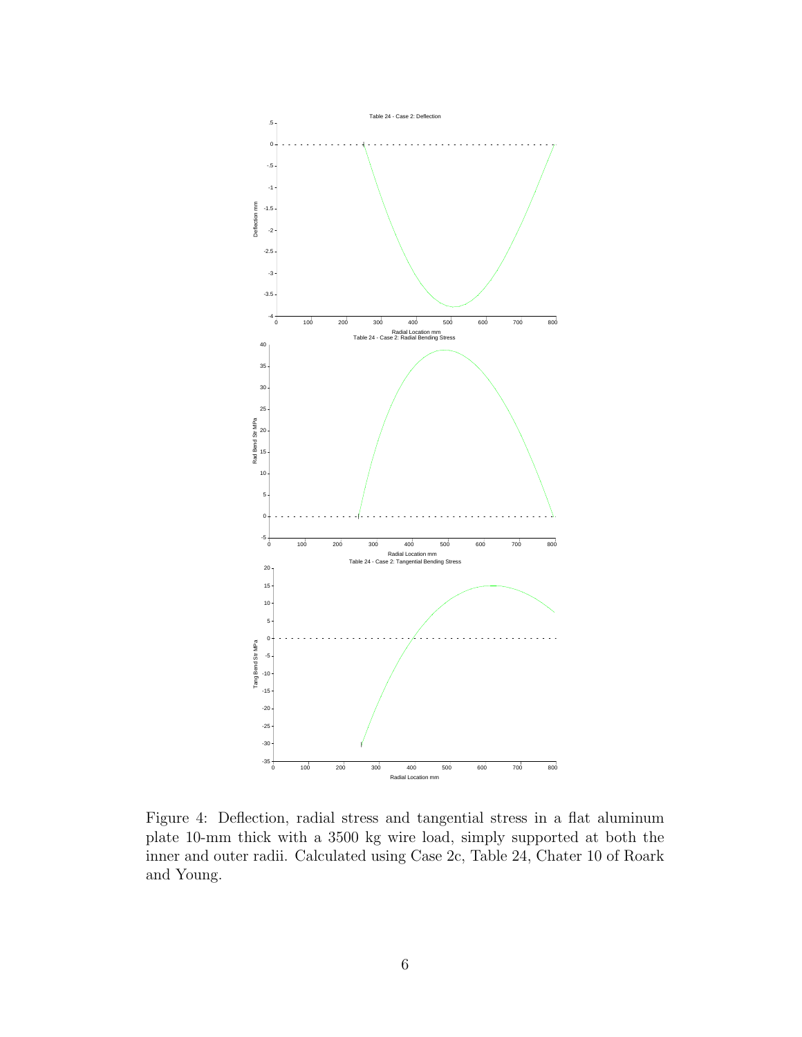Figure 4: Deflection, radial stress and tangential stress in a flat aluminum plate 10-mm thick with a 3500 kg wire load, simply supported at both the inner and outer radii. Calculated using Case 2c, Table 24, Chater 10 of Roark and Young.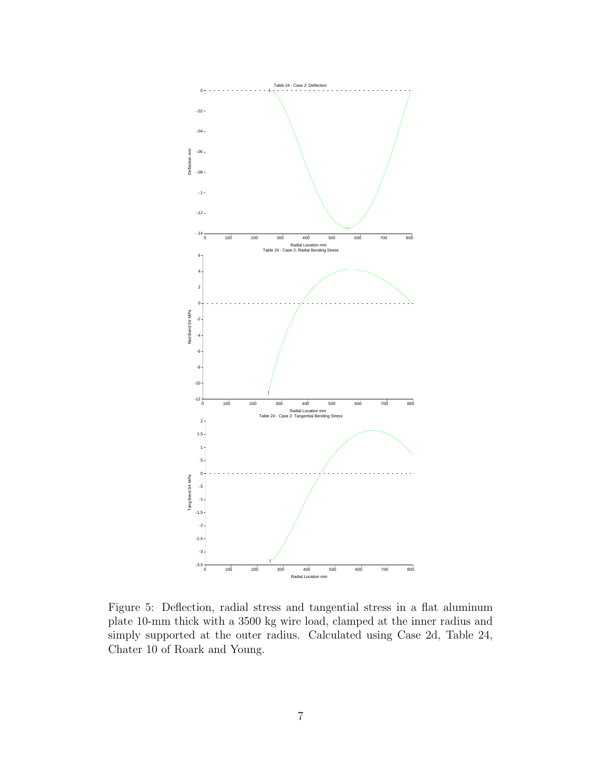Table 24 - Case 2: Deflection

0
-.02
-.04
-.06
-.08
-.1
-.12
-.14

Deflection mm

0 100 200 300 400 500 600 700 800

Radial Location mm

Table 24 - Case 2: Radial Bending Stress

6
4
2
0
-2
-4
-6
-8
-10
-12

Rad Bend Str MPa

0 100 200 300 400 500 600 700 800

Radial Location mm

Table 24 - Case 2: Tangential Bending Stress

2
1.5
1
.5
0
-.5
-1
-1.5
-2
-2.5
-3
-3.5

Tang Bend Str MPa

0 100 200 300 400 500 600 700 800

Radial Location mm

Figure 5: Deflection, radial stress and tangential stress in a flat aluminum plate 10-mm thick with a 3500 kg wire load, clamped at the inner radius and simply supported at the outer radius. Calculated using Case 2d, Table 24, Chater 10 of Roark and Young.